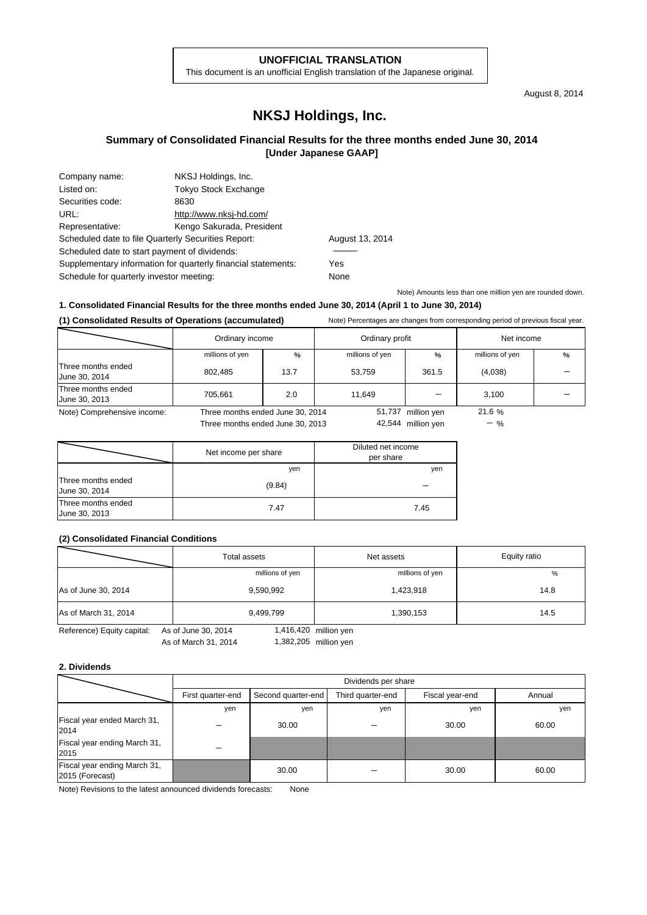**UNOFFICIAL TRANSLATION**

This document is an unofficial English translation of the Japanese original.

August 8, 2014

# NKSJ Holdings, Inc.

## Summary of Consolidated Financial Results for the three months ended June 30, 2014 [Under Japanese GAAP]

| | |
|---|---|
| Company name: | NKSJ Holdings, Inc. |
| Listed on: | Tokyo Stock Exchange |
| Securities code: | 8630 |
| URL: | http://www.nksj-hd.com/ |
| Representative: | Kengo Sakurada, President |
| Scheduled date to file Quarterly Securities Report: | August 13, 2014 |
| Scheduled date to start payment of dividends: | ――― |
| Supplementary information for quarterly financial statements: | Yes |
| Schedule for quarterly investor meeting: | None |

Note) Amounts less than one million yen are rounded down.

### 1. Consolidated Financial Results for the three months ended June 30, 2014 (April 1 to June 30, 2014)

**(1) Consolidated Results of Operations (accumulated)**

Note) Percentages are changes from corresponding period of previous fiscal year.

| | Ordinary income | | Ordinary profit | | Net income | |
|---|---|---|---|---|---|---|
| | millions of yen | % | millions of yen | % | millions of yen | % |
| Three months ended June 30, 2014 | 802,485 | 13.7 | 53,759 | 361.5 | (4,038) | － |
| Three months ended June 30, 2013 | 705,661 | 2.0 | 11,649 | － | 3,100 | － |

Note) Comprehensive income: Three months ended June 30, 2014: 51,737 million yen 21.6 %
Three months ended June 30, 2013: 42,544 million yen － %

| | Net income per share | Diluted net income per share |
|---|---|---|
| | yen | yen |
| Three months ended June 30, 2014 | (9.84) | － |
| Three months ended June 30, 2013 | 7.47 | 7.45 |

**(2) Consolidated Financial Conditions**

| | Total assets | Net assets | Equity ratio |
|---|---|---|---|
| | millions of yen | millions of yen | % |
| As of June 30, 2014 | 9,590,992 | 1,423,918 | 14.8 |
| As of March 31, 2014 | 9,499,799 | 1,390,153 | 14.5 |

Reference) Equity capital: As of June 30, 2014: 1,416,420 million yen
As of March 31, 2014: 1,382,205 million yen

### 2. Dividends

| | Dividends per share | | | | |
|---|---|---|---|---|---|
| | First quarter-end | Second quarter-end | Third quarter-end | Fiscal year-end | Annual |
| | yen | yen | yen | yen | yen |
| Fiscal year ended March 31, 2014 | － | 30.00 | － | 30.00 | 60.00 |
| Fiscal year ending March 31, 2015 | － | | | | |
| Fiscal year ending March 31, 2015 (Forecast) | | 30.00 | － | 30.00 | 60.00 |

Note) Revisions to the latest announced dividends forecasts: None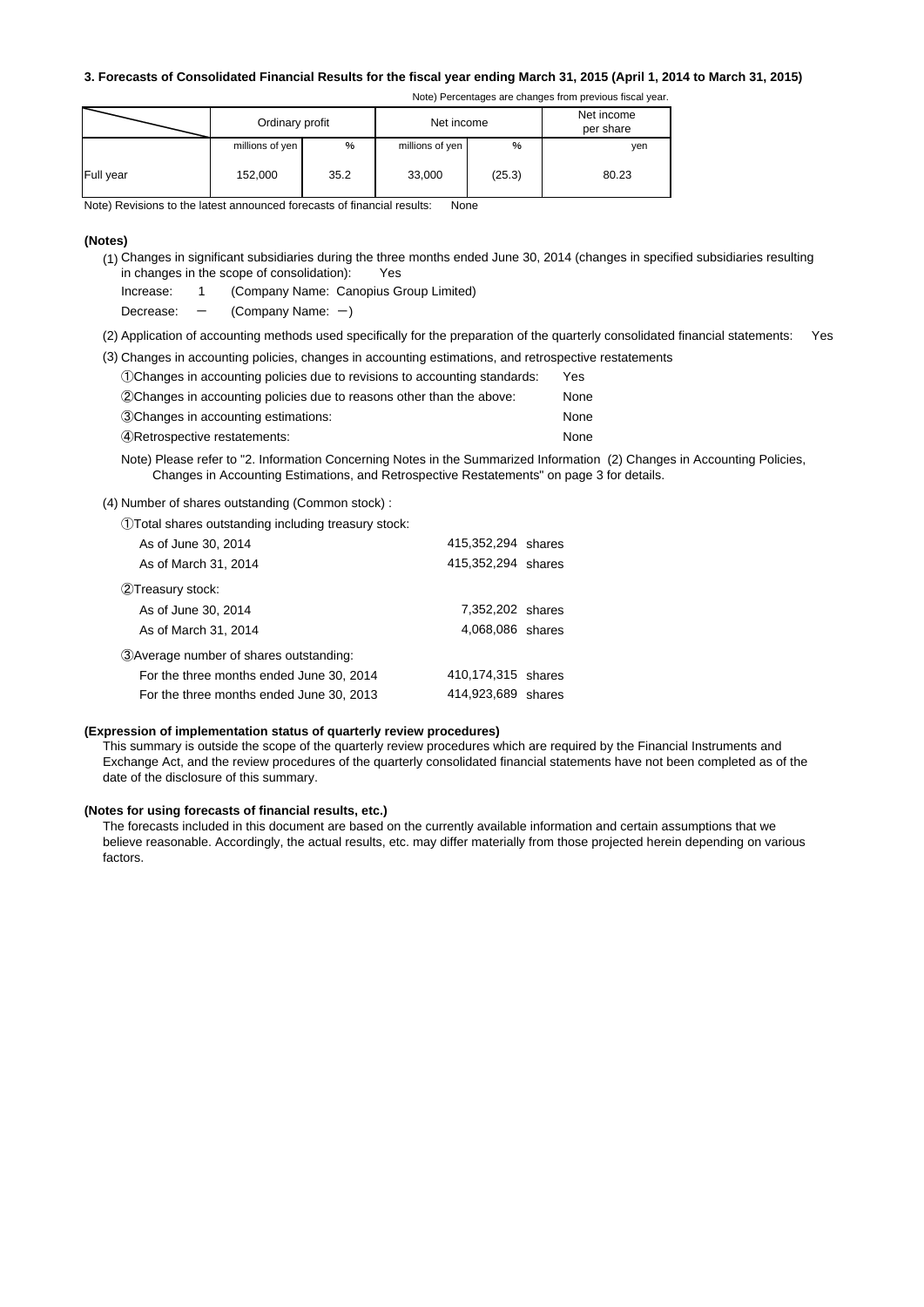### 3. Forecasts of Consolidated Financial Results for the fiscal year ending March 31, 2015 (April 1, 2014 to March 31, 2015)

Note) Percentages are changes from previous fiscal year.

| | Ordinary profit | | Net income | | Net income per share |
|---|---|---|---|---|---|
| | millions of yen | % | millions of yen | % | yen |
| Full year | 152,000 | 35.2 | 33,000 | (25.3) | 80.23 |

Note) Revisions to the latest announced forecasts of financial results: None

**(Notes)**

(1) Changes in significant subsidiaries during the three months ended June 30, 2014 (changes in specified subsidiaries resulting in changes in the scope of consolidation): Yes

Increase: 1 (Company Name: Canopius Group Limited)

Decrease: ― (Company Name: ―)

(2) Application of accounting methods used specifically for the preparation of the quarterly consolidated financial statements: Yes

(3) Changes in accounting policies, changes in accounting estimations, and retrospective restatements

| | |
|---|---|
| ①Changes in accounting policies due to revisions to accounting standards: | Yes |
| ②Changes in accounting policies due to reasons other than the above: | None |
| ③Changes in accounting estimations: | None |
| ④Retrospective restatements: | None |

Note) Please refer to "2. Information Concerning Notes in the Summarized Information (2) Changes in Accounting Policies, Changes in Accounting Estimations, and Retrospective Restatements" on page 3 for details.

(4) Number of shares outstanding (Common stock) :

| | |
|---|---|
| ①Total shares outstanding including treasury stock: | |
| As of June 30, 2014 | 415,352,294 shares |
| As of March 31, 2014 | 415,352,294 shares |
| ②Treasury stock: | |
| As of June 30, 2014 | 7,352,202 shares |
| As of March 31, 2014 | 4,068,086 shares |
| ③Average number of shares outstanding: | |
| For the three months ended June 30, 2014 | 410,174,315 shares |
| For the three months ended June 30, 2013 | 414,923,689 shares |

**(Expression of implementation status of quarterly review procedures)**

This summary is outside the scope of the quarterly review procedures which are required by the Financial Instruments and Exchange Act, and the review procedures of the quarterly consolidated financial statements have not been completed as of the date of the disclosure of this summary.

**(Notes for using forecasts of financial results, etc.)**

The forecasts included in this document are based on the currently available information and certain assumptions that we believe reasonable. Accordingly, the actual results, etc. may differ materially from those projected herein depending on various factors.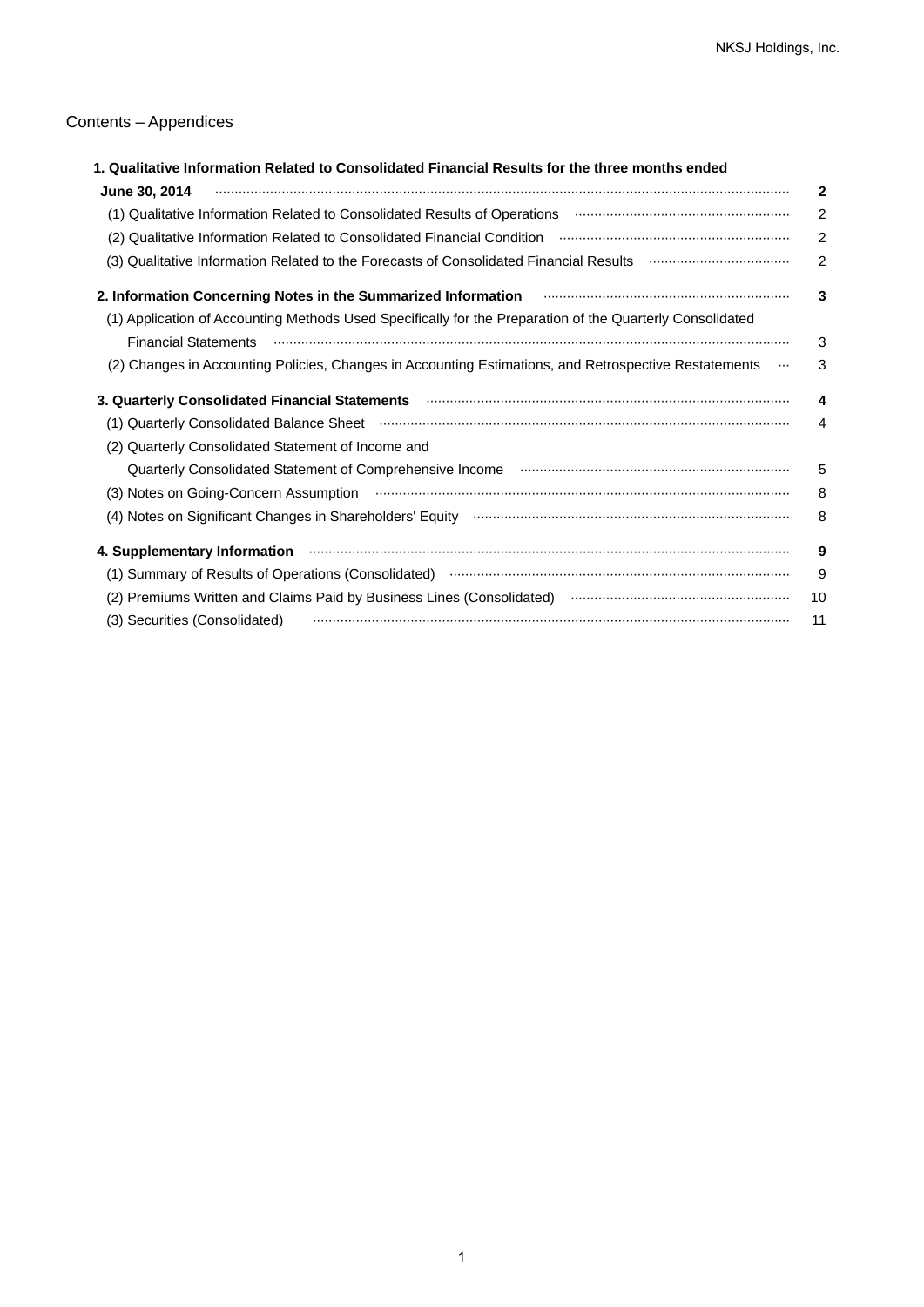## Contents – Appendices

| | |
|---|---|
| **1. Qualitative Information Related to Consolidated Financial Results for the three months ended June 30, 2014** | **2** |
| (1) Qualitative Information Related to Consolidated Results of Operations | 2 |
| (2) Qualitative Information Related to Consolidated Financial Condition | 2 |
| (3) Qualitative Information Related to the Forecasts of Consolidated Financial Results | 2 |
| **2. Information Concerning Notes in the Summarized Information** | **3** |
| (1) Application of Accounting Methods Used Specifically for the Preparation of the Quarterly Consolidated Financial Statements | 3 |
| (2) Changes in Accounting Policies, Changes in Accounting Estimations, and Retrospective Restatements | 3 |
| **3. Quarterly Consolidated Financial Statements** | **4** |
| (1) Quarterly Consolidated Balance Sheet | 4 |
| (2) Quarterly Consolidated Statement of Income and Quarterly Consolidated Statement of Comprehensive Income | 5 |
| (3) Notes on Going-Concern Assumption | 8 |
| (4) Notes on Significant Changes in Shareholders' Equity | 8 |
| **4. Supplementary Information** | **9** |
| (1) Summary of Results of Operations (Consolidated) | 9 |
| (2) Premiums Written and Claims Paid by Business Lines (Consolidated) | 10 |
| (3) Securities (Consolidated) | 11 |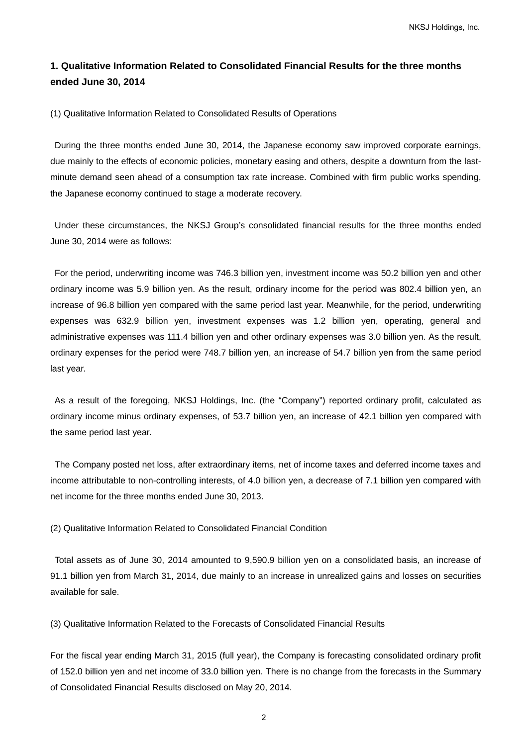## 1. Qualitative Information Related to Consolidated Financial Results for the three months ended June 30, 2014

(1) Qualitative Information Related to Consolidated Results of Operations

During the three months ended June 30, 2014, the Japanese economy saw improved corporate earnings, due mainly to the effects of economic policies, monetary easing and others, despite a downturn from the last-minute demand seen ahead of a consumption tax rate increase. Combined with firm public works spending, the Japanese economy continued to stage a moderate recovery.

Under these circumstances, the NKSJ Group's consolidated financial results for the three months ended June 30, 2014 were as follows:

For the period, underwriting income was 746.3 billion yen, investment income was 50.2 billion yen and other ordinary income was 5.9 billion yen. As the result, ordinary income for the period was 802.4 billion yen, an increase of 96.8 billion yen compared with the same period last year. Meanwhile, for the period, underwriting expenses was 632.9 billion yen, investment expenses was 1.2 billion yen, operating, general and administrative expenses was 111.4 billion yen and other ordinary expenses was 3.0 billion yen. As the result, ordinary expenses for the period were 748.7 billion yen, an increase of 54.7 billion yen from the same period last year.

As a result of the foregoing, NKSJ Holdings, Inc. (the "Company") reported ordinary profit, calculated as ordinary income minus ordinary expenses, of 53.7 billion yen, an increase of 42.1 billion yen compared with the same period last year.

The Company posted net loss, after extraordinary items, net of income taxes and deferred income taxes and income attributable to non-controlling interests, of 4.0 billion yen, a decrease of 7.1 billion yen compared with net income for the three months ended June 30, 2013.

(2) Qualitative Information Related to Consolidated Financial Condition

Total assets as of June 30, 2014 amounted to 9,590.9 billion yen on a consolidated basis, an increase of 91.1 billion yen from March 31, 2014, due mainly to an increase in unrealized gains and losses on securities available for sale.

(3) Qualitative Information Related to the Forecasts of Consolidated Financial Results

For the fiscal year ending March 31, 2015 (full year), the Company is forecasting consolidated ordinary profit of 152.0 billion yen and net income of 33.0 billion yen. There is no change from the forecasts in the Summary of Consolidated Financial Results disclosed on May 20, 2014.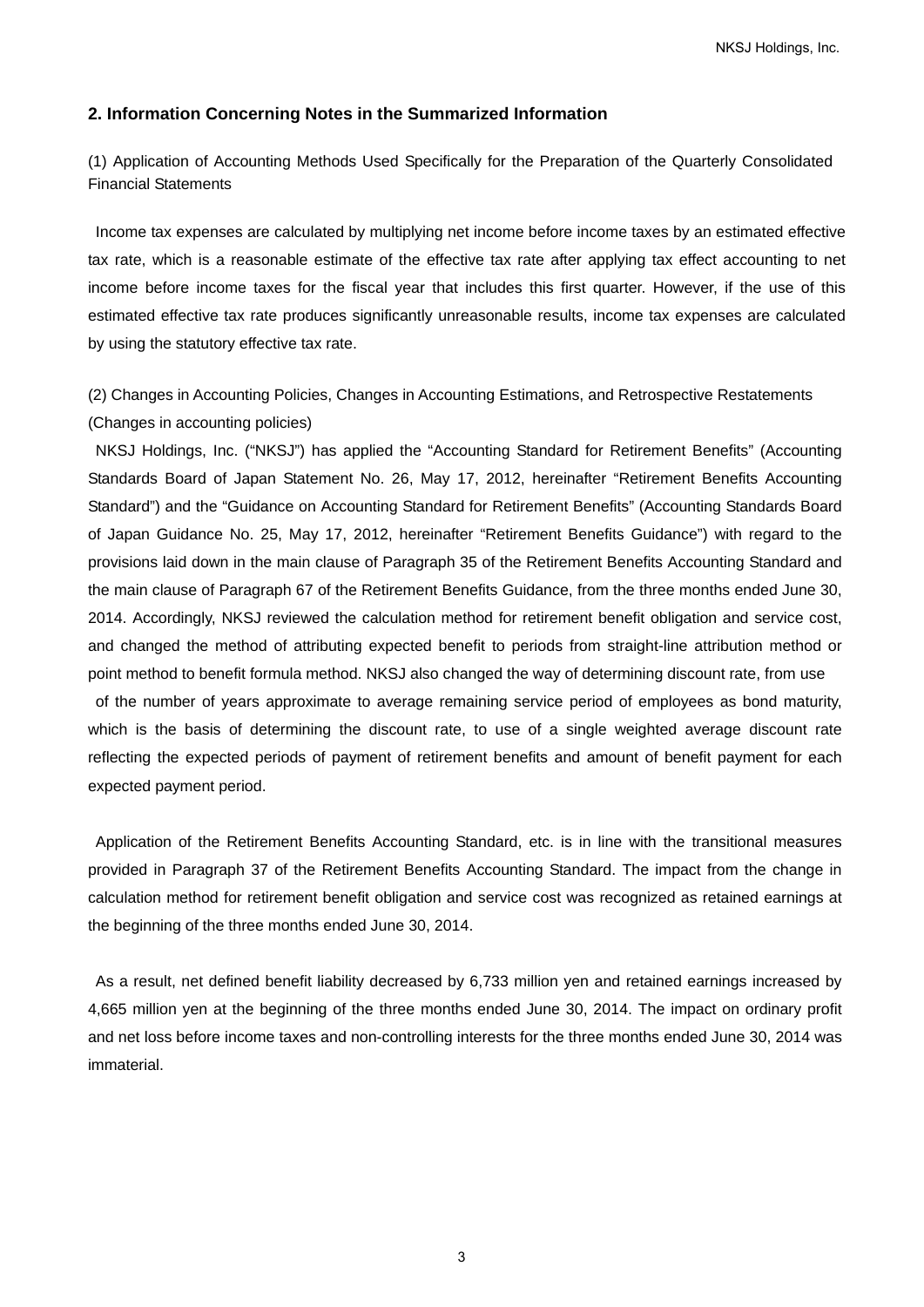## 2. Information Concerning Notes in the Summarized Information

(1) Application of Accounting Methods Used Specifically for the Preparation of the Quarterly Consolidated Financial Statements

Income tax expenses are calculated by multiplying net income before income taxes by an estimated effective tax rate, which is a reasonable estimate of the effective tax rate after applying tax effect accounting to net income before income taxes for the fiscal year that includes this first quarter. However, if the use of this estimated effective tax rate produces significantly unreasonable results, income tax expenses are calculated by using the statutory effective tax rate.

(2) Changes in Accounting Policies, Changes in Accounting Estimations, and Retrospective Restatements

(Changes in accounting policies)

NKSJ Holdings, Inc. ("NKSJ") has applied the "Accounting Standard for Retirement Benefits" (Accounting Standards Board of Japan Statement No. 26, May 17, 2012, hereinafter "Retirement Benefits Accounting Standard") and the "Guidance on Accounting Standard for Retirement Benefits" (Accounting Standards Board of Japan Guidance No. 25, May 17, 2012, hereinafter "Retirement Benefits Guidance") with regard to the provisions laid down in the main clause of Paragraph 35 of the Retirement Benefits Accounting Standard and the main clause of Paragraph 67 of the Retirement Benefits Guidance, from the three months ended June 30, 2014. Accordingly, NKSJ reviewed the calculation method for retirement benefit obligation and service cost, and changed the method of attributing expected benefit to periods from straight-line attribution method or point method to benefit formula method. NKSJ also changed the way of determining discount rate, from use of the number of years approximate to average remaining service period of employees as bond maturity, which is the basis of determining the discount rate, to use of a single weighted average discount rate reflecting the expected periods of payment of retirement benefits and amount of benefit payment for each expected payment period.

Application of the Retirement Benefits Accounting Standard, etc. is in line with the transitional measures provided in Paragraph 37 of the Retirement Benefits Accounting Standard. The impact from the change in calculation method for retirement benefit obligation and service cost was recognized as retained earnings at the beginning of the three months ended June 30, 2014.

As a result, net defined benefit liability decreased by 6,733 million yen and retained earnings increased by 4,665 million yen at the beginning of the three months ended June 30, 2014. The impact on ordinary profit and net loss before income taxes and non-controlling interests for the three months ended June 30, 2014 was immaterial.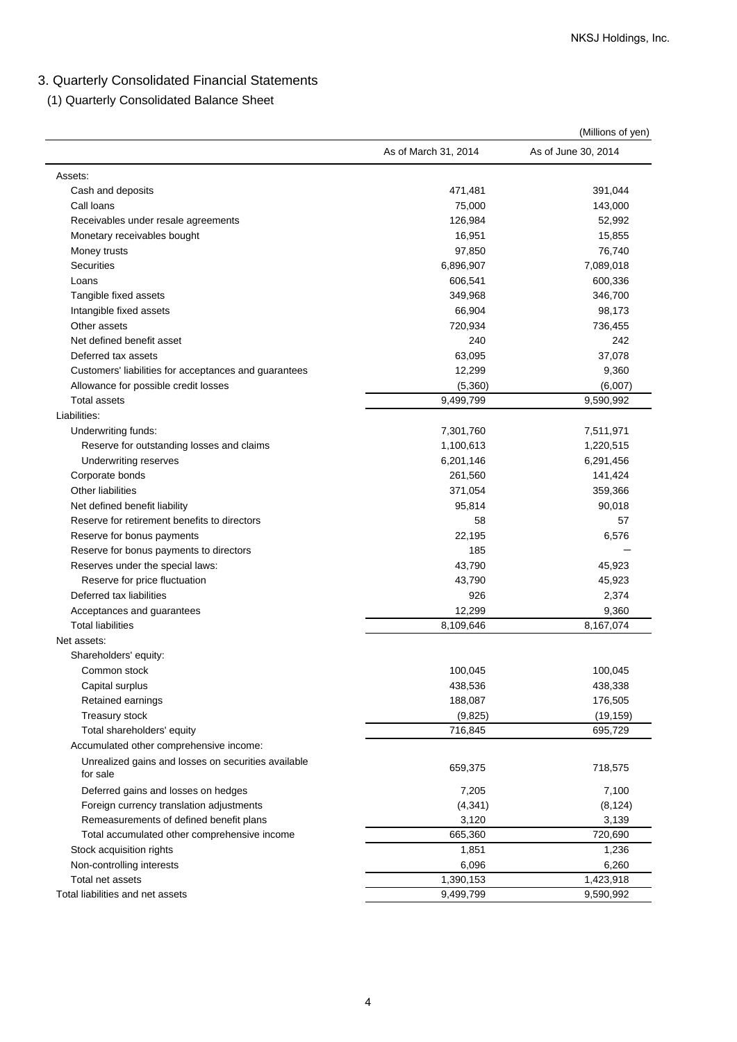## 3. Quarterly Consolidated Financial Statements

### (1) Quarterly Consolidated Balance Sheet

(Millions of yen)

| | As of March 31, 2014 | As of June 30, 2014 |
|---|---|---|
| Assets: | | |
| Cash and deposits | 471,481 | 391,044 |
| Call loans | 75,000 | 143,000 |
| Receivables under resale agreements | 126,984 | 52,992 |
| Monetary receivables bought | 16,951 | 15,855 |
| Money trusts | 97,850 | 76,740 |
| Securities | 6,896,907 | 7,089,018 |
| Loans | 606,541 | 600,336 |
| Tangible fixed assets | 349,968 | 346,700 |
| Intangible fixed assets | 66,904 | 98,173 |
| Other assets | 720,934 | 736,455 |
| Net defined benefit asset | 240 | 242 |
| Deferred tax assets | 63,095 | 37,078 |
| Customers' liabilities for acceptances and guarantees | 12,299 | 9,360 |
| Allowance for possible credit losses | (5,360) | (6,007) |
| Total assets | 9,499,799 | 9,590,992 |
| Liabilities: | | |
| Underwriting funds: | 7,301,760 | 7,511,971 |
| Reserve for outstanding losses and claims | 1,100,613 | 1,220,515 |
| Underwriting reserves | 6,201,146 | 6,291,456 |
| Corporate bonds | 261,560 | 141,424 |
| Other liabilities | 371,054 | 359,366 |
| Net defined benefit liability | 95,814 | 90,018 |
| Reserve for retirement benefits to directors | 58 | 57 |
| Reserve for bonus payments | 22,195 | 6,576 |
| Reserve for bonus payments to directors | 185 | – |
| Reserves under the special laws: | 43,790 | 45,923 |
| Reserve for price fluctuation | 43,790 | 45,923 |
| Deferred tax liabilities | 926 | 2,374 |
| Acceptances and guarantees | 12,299 | 9,360 |
| Total liabilities | 8,109,646 | 8,167,074 |
| Net assets: | | |
| Shareholders' equity: | | |
| Common stock | 100,045 | 100,045 |
| Capital surplus | 438,536 | 438,338 |
| Retained earnings | 188,087 | 176,505 |
| Treasury stock | (9,825) | (19,159) |
| Total shareholders' equity | 716,845 | 695,729 |
| Accumulated other comprehensive income: | | |
| Unrealized gains and losses on securities available for sale | 659,375 | 718,575 |
| Deferred gains and losses on hedges | 7,205 | 7,100 |
| Foreign currency translation adjustments | (4,341) | (8,124) |
| Remeasurements of defined benefit plans | 3,120 | 3,139 |
| Total accumulated other comprehensive income | 665,360 | 720,690 |
| Stock acquisition rights | 1,851 | 1,236 |
| Non-controlling interests | 6,096 | 6,260 |
| Total net assets | 1,390,153 | 1,423,918 |
| Total liabilities and net assets | 9,499,799 | 9,590,992 |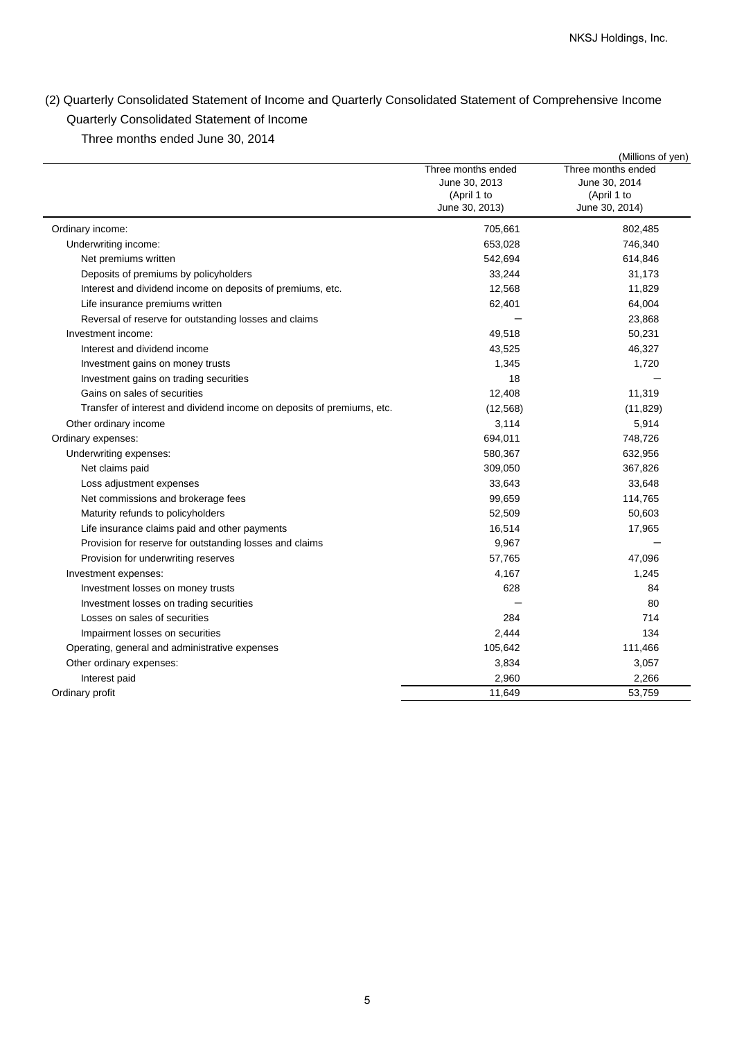## (2) Quarterly Consolidated Statement of Income and Quarterly Consolidated Statement of Comprehensive Income

### Quarterly Consolidated Statement of Income

Three months ended June 30, 2014

(Millions of yen)

| | Three months ended June 30, 2013 (April 1 to June 30, 2013) | Three months ended June 30, 2014 (April 1 to June 30, 2014) |
|---|---|---|
| Ordinary income: | 705,661 | 802,485 |
| Underwriting income: | 653,028 | 746,340 |
| Net premiums written | 542,694 | 614,846 |
| Deposits of premiums by policyholders | 33,244 | 31,173 |
| Interest and dividend income on deposits of premiums, etc. | 12,568 | 11,829 |
| Life insurance premiums written | 62,401 | 64,004 |
| Reversal of reserve for outstanding losses and claims | – | 23,868 |
| Investment income: | 49,518 | 50,231 |
| Interest and dividend income | 43,525 | 46,327 |
| Investment gains on money trusts | 1,345 | 1,720 |
| Investment gains on trading securities | 18 | – |
| Gains on sales of securities | 12,408 | 11,319 |
| Transfer of interest and dividend income on deposits of premiums, etc. | (12,568) | (11,829) |
| Other ordinary income | 3,114 | 5,914 |
| Ordinary expenses: | 694,011 | 748,726 |
| Underwriting expenses: | 580,367 | 632,956 |
| Net claims paid | 309,050 | 367,826 |
| Loss adjustment expenses | 33,643 | 33,648 |
| Net commissions and brokerage fees | 99,659 | 114,765 |
| Maturity refunds to policyholders | 52,509 | 50,603 |
| Life insurance claims paid and other payments | 16,514 | 17,965 |
| Provision for reserve for outstanding losses and claims | 9,967 | – |
| Provision for underwriting reserves | 57,765 | 47,096 |
| Investment expenses: | 4,167 | 1,245 |
| Investment losses on money trusts | 628 | 84 |
| Investment losses on trading securities | – | 80 |
| Losses on sales of securities | 284 | 714 |
| Impairment losses on securities | 2,444 | 134 |
| Operating, general and administrative expenses | 105,642 | 111,466 |
| Other ordinary expenses: | 3,834 | 3,057 |
| Interest paid | 2,960 | 2,266 |
| Ordinary profit | 11,649 | 53,759 |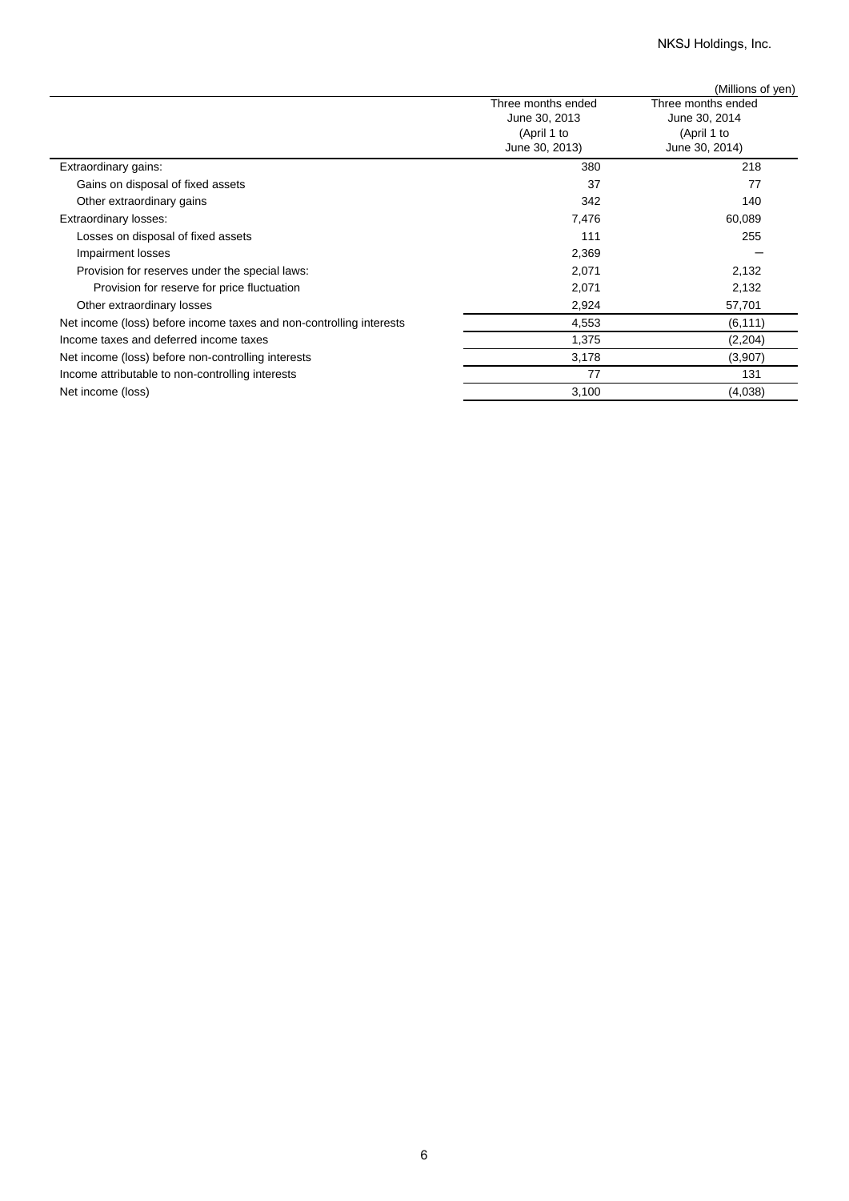(Millions of yen)

| | Three months ended June 30, 2013 (April 1 to June 30, 2013) | Three months ended June 30, 2014 (April 1 to June 30, 2014) |
|---|---|---|
| Extraordinary gains: | 380 | 218 |
| Gains on disposal of fixed assets | 37 | 77 |
| Other extraordinary gains | 342 | 140 |
| Extraordinary losses: | 7,476 | 60,089 |
| Losses on disposal of fixed assets | 111 | 255 |
| Impairment losses | 2,369 | — |
| Provision for reserves under the special laws: | 2,071 | 2,132 |
| Provision for reserve for price fluctuation | 2,071 | 2,132 |
| Other extraordinary losses | 2,924 | 57,701 |
| Net income (loss) before income taxes and non-controlling interests | 4,553 | (6,111) |
| Income taxes and deferred income taxes | 1,375 | (2,204) |
| Net income (loss) before non-controlling interests | 3,178 | (3,907) |
| Income attributable to non-controlling interests | 77 | 131 |
| Net income (loss) | 3,100 | (4,038) |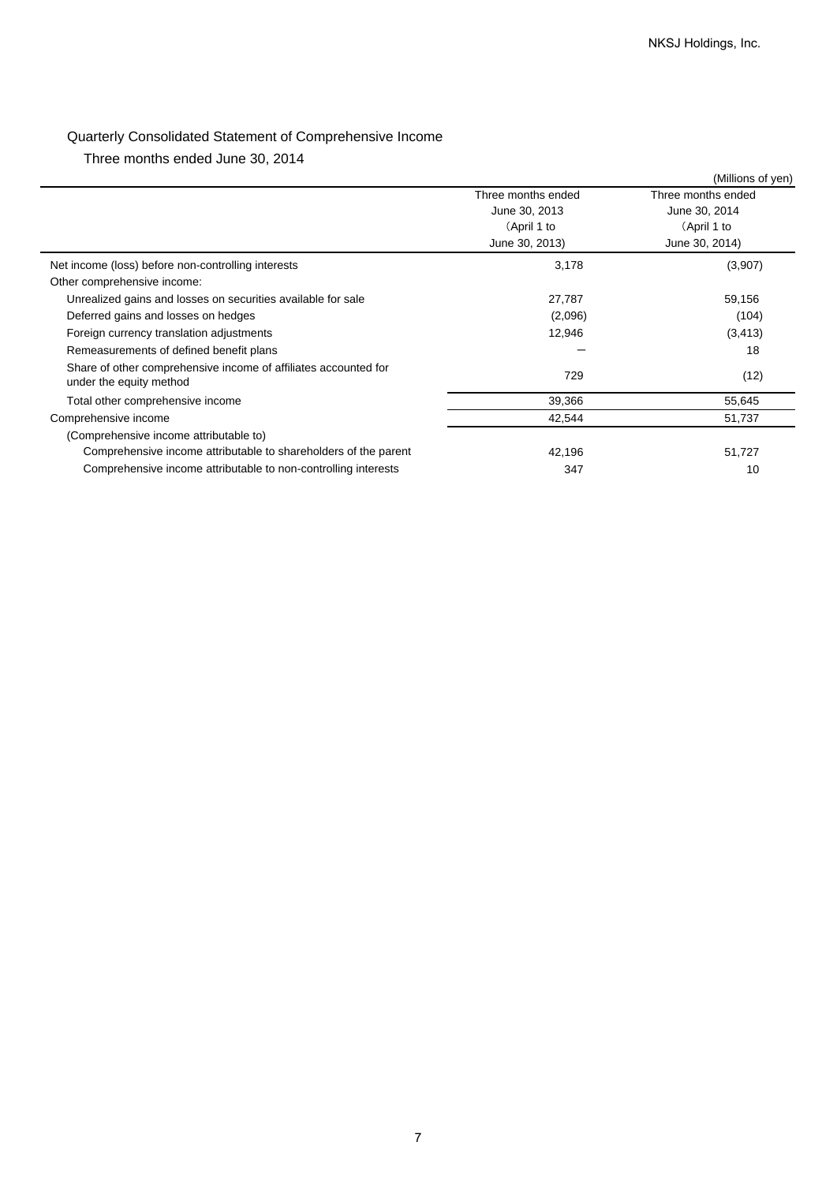## Quarterly Consolidated Statement of Comprehensive Income

Three months ended June 30, 2014

(Millions of yen)

| | Three months ended June 30, 2013 (April 1 to June 30, 2013) | Three months ended June 30, 2014 (April 1 to June 30, 2014) |
|---|---|---|
| Net income (loss) before non-controlling interests | 3,178 | (3,907) |
| Other comprehensive income: | | |
| Unrealized gains and losses on securities available for sale | 27,787 | 59,156 |
| Deferred gains and losses on hedges | (2,096) | (104) |
| Foreign currency translation adjustments | 12,946 | (3,413) |
| Remeasurements of defined benefit plans | ― | 18 |
| Share of other comprehensive income of affiliates accounted for under the equity method | 729 | (12) |
| Total other comprehensive income | 39,366 | 55,645 |
| Comprehensive income | 42,544 | 51,737 |
| (Comprehensive income attributable to) | | |
| Comprehensive income attributable to shareholders of the parent | 42,196 | 51,727 |
| Comprehensive income attributable to non-controlling interests | 347 | 10 |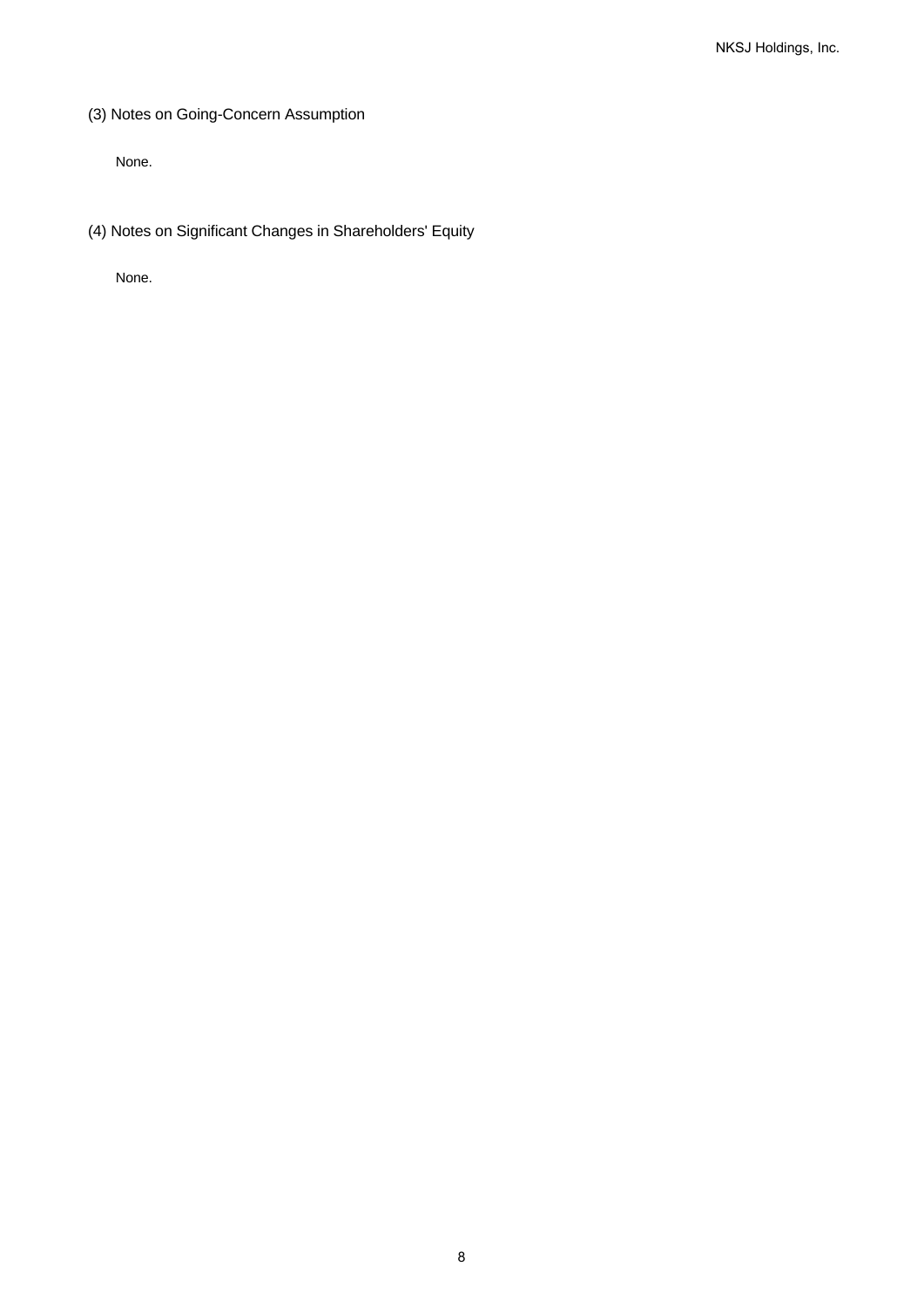### (3) Notes on Going-Concern Assumption

None.

### (4) Notes on Significant Changes in Shareholders' Equity

None.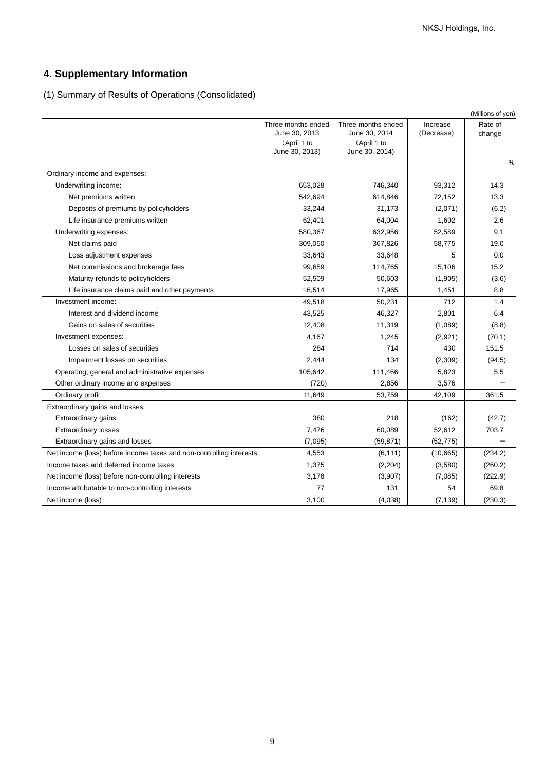## 4. Supplementary Information

(1) Summary of Results of Operations (Consolidated)

(Millions of yen)

| | Three months ended June 30, 2013 (April 1 to June 30, 2013) | Three months ended June 30, 2014 (April 1 to June 30, 2014) | Increase (Decrease) | Rate of change |
|---|---|---|---|---|
| | | | | % |
| Ordinary income and expenses: | | | | |
| Underwriting income: | 653,028 | 746,340 | 93,312 | 14.3 |
| Net premiums written | 542,694 | 614,846 | 72,152 | 13.3 |
| Deposits of premiums by policyholders | 33,244 | 31,173 | (2,071) | (6.2) |
| Life insurance premiums written | 62,401 | 64,004 | 1,602 | 2.6 |
| Underwriting expenses: | 580,367 | 632,956 | 52,589 | 9.1 |
| Net claims paid | 309,050 | 367,826 | 58,775 | 19.0 |
| Loss adjustment expenses | 33,643 | 33,648 | 5 | 0.0 |
| Net commissions and brokerage fees | 99,659 | 114,765 | 15,106 | 15.2 |
| Maturity refunds to policyholders | 52,509 | 50,603 | (1,905) | (3.6) |
| Life insurance claims paid and other payments | 16,514 | 17,965 | 1,451 | 8.8 |
| Investment income: | 49,518 | 50,231 | 712 | 1.4 |
| Interest and dividend income | 43,525 | 46,327 | 2,801 | 6.4 |
| Gains on sales of securities | 12,408 | 11,319 | (1,089) | (8.8) |
| Investment expenses: | 4,167 | 1,245 | (2,921) | (70.1) |
| Losses on sales of securities | 284 | 714 | 430 | 151.5 |
| Impairment losses on securities | 2,444 | 134 | (2,309) | (94.5) |
| Operating, general and administrative expenses | 105,642 | 111,466 | 5,823 | 5.5 |
| Other ordinary income and expenses | (720) | 2,856 | 3,576 | − |
| Ordinary profit | 11,649 | 53,759 | 42,109 | 361.5 |
| Extraordinary gains and losses: | | | | |
| Extraordinary gains | 380 | 218 | (162) | (42.7) |
| Extraordinary losses | 7,476 | 60,089 | 52,612 | 703.7 |
| Extraordinary gains and losses | (7,095) | (59,871) | (52,775) | − |
| Net income (loss) before income taxes and non-controlling interests | 4,553 | (6,111) | (10,665) | (234.2) |
| Income taxes and deferred income taxes | 1,375 | (2,204) | (3,580) | (260.2) |
| Net income (loss) before non-controlling interests | 3,178 | (3,907) | (7,085) | (222.9) |
| Income attributable to non-controlling interests | 77 | 131 | 54 | 69.8 |
| Net income (loss) | 3,100 | (4,038) | (7,139) | (230.3) |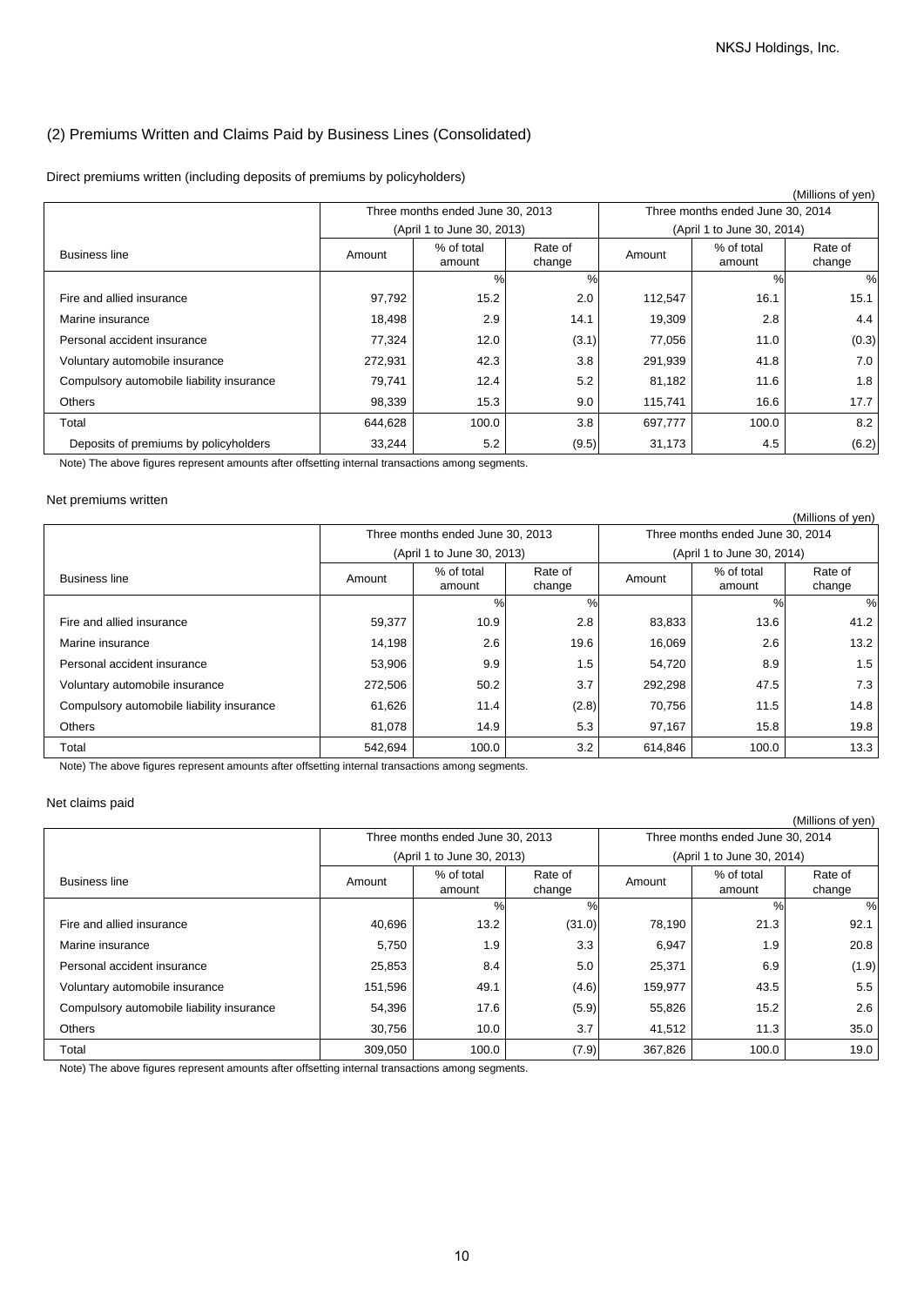## (2) Premiums Written and Claims Paid by Business Lines (Consolidated)

Direct premiums written (including deposits of premiums by policyholders)

(Millions of yen)

| Business line | Three months ended June 30, 2013 (April 1 to June 30, 2013) | | | Three months ended June 30, 2014 (April 1 to June 30, 2014) | | |
|---|---|---|---|---|---|---|
| | Amount | % of total amount | Rate of change | Amount | % of total amount | Rate of change |
| | | % | % | | % | % |
| Fire and allied insurance | 97,792 | 15.2 | 2.0 | 112,547 | 16.1 | 15.1 |
| Marine insurance | 18,498 | 2.9 | 14.1 | 19,309 | 2.8 | 4.4 |
| Personal accident insurance | 77,324 | 12.0 | (3.1) | 77,056 | 11.0 | (0.3) |
| Voluntary automobile insurance | 272,931 | 42.3 | 3.8 | 291,939 | 41.8 | 7.0 |
| Compulsory automobile liability insurance | 79,741 | 12.4 | 5.2 | 81,182 | 11.6 | 1.8 |
| Others | 98,339 | 15.3 | 9.0 | 115,741 | 16.6 | 17.7 |
| Total | 644,628 | 100.0 | 3.8 | 697,777 | 100.0 | 8.2 |
| Deposits of premiums by policyholders | 33,244 | 5.2 | (9.5) | 31,173 | 4.5 | (6.2) |

Note) The above figures represent amounts after offsetting internal transactions among segments.

Net premiums written

(Millions of yen)

| Business line | Three months ended June 30, 2013 (April 1 to June 30, 2013) | | | Three months ended June 30, 2014 (April 1 to June 30, 2014) | | |
|---|---|---|---|---|---|---|
| | Amount | % of total amount | Rate of change | Amount | % of total amount | Rate of change |
| | | % | % | | % | % |
| Fire and allied insurance | 59,377 | 10.9 | 2.8 | 83,833 | 13.6 | 41.2 |
| Marine insurance | 14,198 | 2.6 | 19.6 | 16,069 | 2.6 | 13.2 |
| Personal accident insurance | 53,906 | 9.9 | 1.5 | 54,720 | 8.9 | 1.5 |
| Voluntary automobile insurance | 272,506 | 50.2 | 3.7 | 292,298 | 47.5 | 7.3 |
| Compulsory automobile liability insurance | 61,626 | 11.4 | (2.8) | 70,756 | 11.5 | 14.8 |
| Others | 81,078 | 14.9 | 5.3 | 97,167 | 15.8 | 19.8 |
| Total | 542,694 | 100.0 | 3.2 | 614,846 | 100.0 | 13.3 |

Note) The above figures represent amounts after offsetting internal transactions among segments.

Net claims paid

(Millions of yen)

| Business line | Three months ended June 30, 2013 (April 1 to June 30, 2013) | | | Three months ended June 30, 2014 (April 1 to June 30, 2014) | | |
|---|---|---|---|---|---|---|
| | Amount | % of total amount | Rate of change | Amount | % of total amount | Rate of change |
| | | % | % | | % | % |
| Fire and allied insurance | 40,696 | 13.2 | (31.0) | 78,190 | 21.3 | 92.1 |
| Marine insurance | 5,750 | 1.9 | 3.3 | 6,947 | 1.9 | 20.8 |
| Personal accident insurance | 25,853 | 8.4 | 5.0 | 25,371 | 6.9 | (1.9) |
| Voluntary automobile insurance | 151,596 | 49.1 | (4.6) | 159,977 | 43.5 | 5.5 |
| Compulsory automobile liability insurance | 54,396 | 17.6 | (5.9) | 55,826 | 15.2 | 2.6 |
| Others | 30,756 | 10.0 | 3.7 | 41,512 | 11.3 | 35.0 |
| Total | 309,050 | 100.0 | (7.9) | 367,826 | 100.0 | 19.0 |

Note) The above figures represent amounts after offsetting internal transactions among segments.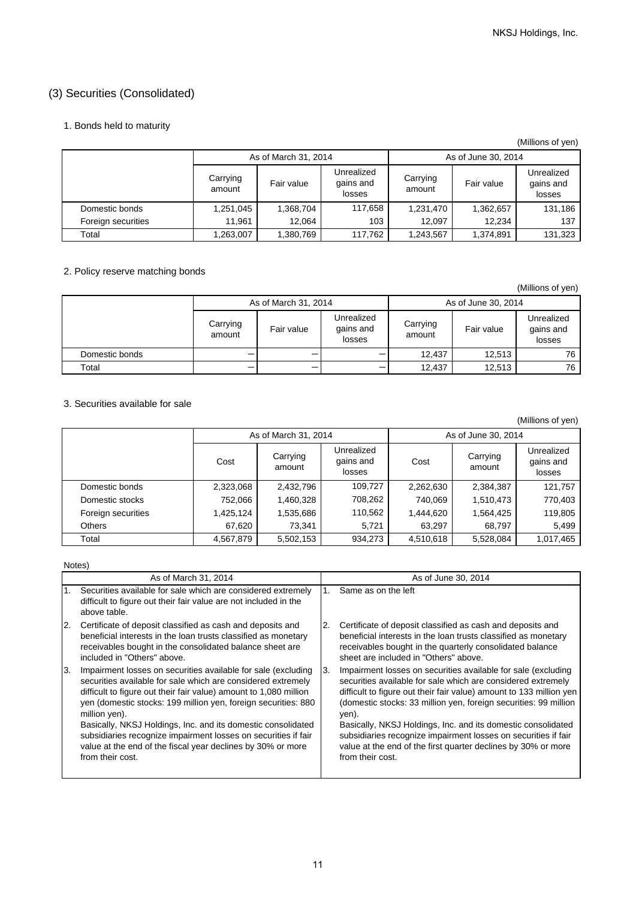## (3) Securities (Consolidated)

### 1. Bonds held to maturity

(Millions of yen)

| | As of March 31, 2014 | | | As of June 30, 2014 | | |
|---|---|---|---|---|---|---|
| | Carrying amount | Fair value | Unrealized gains and losses | Carrying amount | Fair value | Unrealized gains and losses |
| Domestic bonds | 1,251,045 | 1,368,704 | 117,658 | 1,231,470 | 1,362,657 | 131,186 |
| Foreign securities | 11,961 | 12,064 | 103 | 12,097 | 12,234 | 137 |
| Total | 1,263,007 | 1,380,769 | 117,762 | 1,243,567 | 1,374,891 | 131,323 |

### 2. Policy reserve matching bonds

(Millions of yen)

| | As of March 31, 2014 | | | As of June 30, 2014 | | |
|---|---|---|---|---|---|---|
| | Carrying amount | Fair value | Unrealized gains and losses | Carrying amount | Fair value | Unrealized gains and losses |
| Domestic bonds | － | － | － | 12,437 | 12,513 | 76 |
| Total | － | － | － | 12,437 | 12,513 | 76 |

### 3. Securities available for sale

(Millions of yen)

| | As of March 31, 2014 | | | As of June 30, 2014 | | |
|---|---|---|---|---|---|---|
| | Cost | Carrying amount | Unrealized gains and losses | Cost | Carrying amount | Unrealized gains and losses |
| Domestic bonds | 2,323,068 | 2,432,796 | 109,727 | 2,262,630 | 2,384,387 | 121,757 |
| Domestic stocks | 752,066 | 1,460,328 | 708,262 | 740,069 | 1,510,473 | 770,403 |
| Foreign securities | 1,425,124 | 1,535,686 | 110,562 | 1,444,620 | 1,564,425 | 119,805 |
| Others | 67,620 | 73,341 | 5,721 | 63,297 | 68,797 | 5,499 |
| Total | 4,567,879 | 5,502,153 | 934,273 | 4,510,618 | 5,528,084 | 1,017,465 |

Notes)

| As of March 31, 2014 | As of June 30, 2014 |
|---|---|
| 1. Securities available for sale which are considered extremely difficult to figure out their fair value are not included in the above table. | 1. Same as on the left |
| 2. Certificate of deposit classified as cash and deposits and beneficial interests in the loan trusts classified as monetary receivables bought in the consolidated balance sheet are included in "Others" above. | 2. Certificate of deposit classified as cash and deposits and beneficial interests in the loan trusts classified as monetary receivables bought in the quarterly consolidated balance sheet are included in "Others" above. |
| 3. Impairment losses on securities available for sale (excluding securities available for sale which are considered extremely difficult to figure out their fair value) amount to 1,080 million yen (domestic stocks: 199 million yen, foreign securities: 880 million yen). Basically, NKSJ Holdings, Inc. and its domestic consolidated subsidiaries recognize impairment losses on securities if fair value at the end of the fiscal year declines by 30% or more from their cost. | 3. Impairment losses on securities available for sale (excluding securities available for sale which are considered extremely difficult to figure out their fair value) amount to 133 million yen (domestic stocks: 33 million yen, foreign securities: 99 million yen). Basically, NKSJ Holdings, Inc. and its domestic consolidated subsidiaries recognize impairment losses on securities if fair value at the end of the first quarter declines by 30% or more from their cost. |